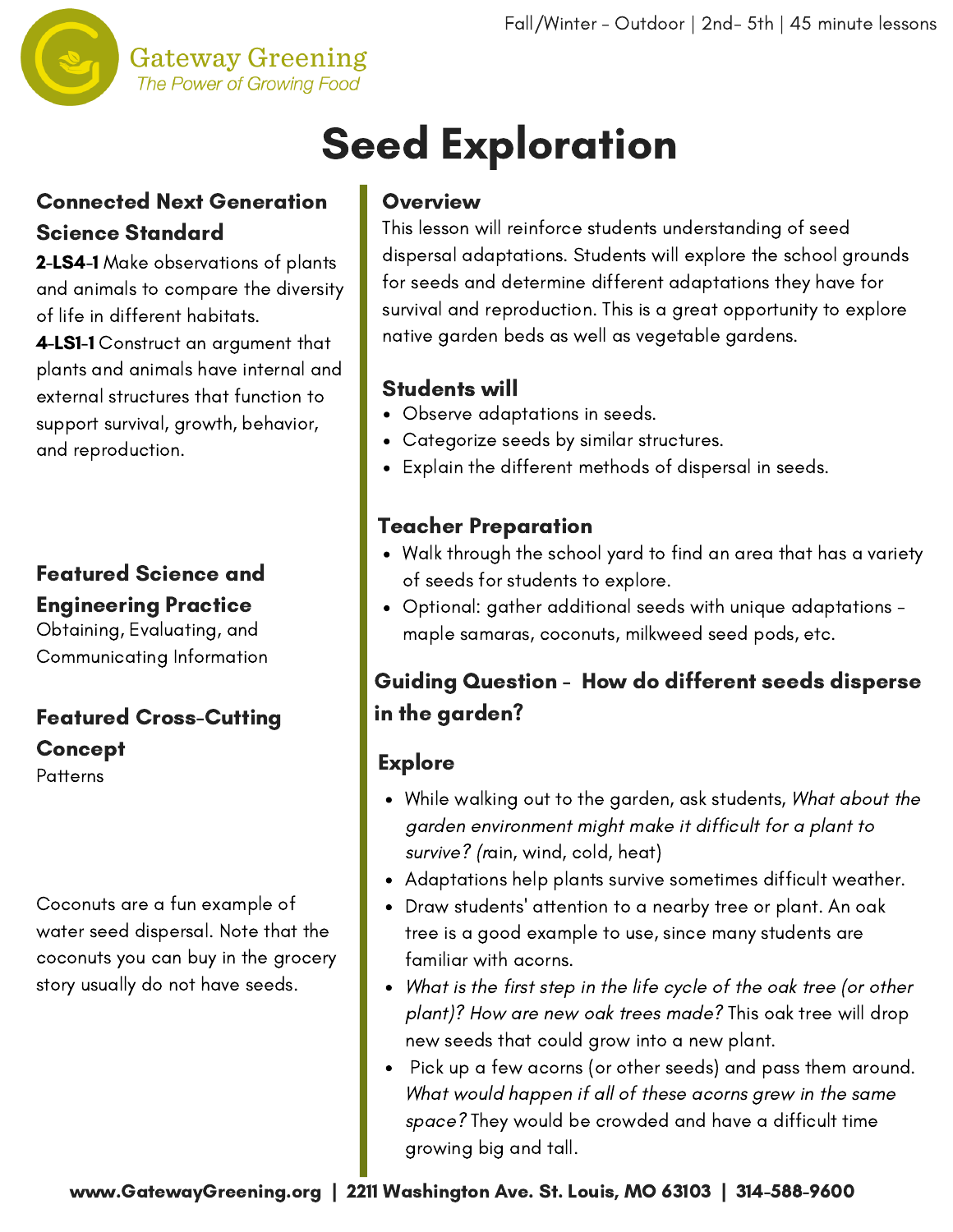Fall/Winter - Outdoor | 2nd- 5th | 45 minute lessons

Gateway Greening
*The Power of Growing Food*

# Seed Exploration

## Connected Next Generation Science Standard

**2-LS4-1** Make observations of plants and animals to compare the diversity of life in different habitats.

**4-LS1-1** Construct an argument that plants and animals have internal and external structures that function to support survival, growth, behavior, and reproduction.

## Featured Science and Engineering Practice

Obtaining, Evaluating, and Communicating Information

## Featured Cross-Cutting Concept

Patterns

Coconuts are a fun example of water seed dispersal. Note that the coconuts you can buy in the grocery story usually do not have seeds.

## Overview

This lesson will reinforce students understanding of seed dispersal adaptations. Students will explore the school grounds for seeds and determine different adaptations they have for survival and reproduction. This is a great opportunity to explore native garden beds as well as vegetable gardens.

## Students will

- Observe adaptations in seeds.
- Categorize seeds by similar structures.
- Explain the different methods of dispersal in seeds.

## Teacher Preparation

- Walk through the school yard to find an area that has a variety of seeds for students to explore.
- Optional: gather additional seeds with unique adaptations - maple samaras, coconuts, milkweed seed pods, etc.

## Guiding Question - How do different seeds disperse in the garden?

## Explore

- While walking out to the garden, ask students, *What about the garden environment might make it difficult for a plant to survive? (r*ain, wind, cold, heat)
- Adaptations help plants survive sometimes difficult weather.
- Draw students' attention to a nearby tree or plant. An oak tree is a good example to use, since many students are familiar with acorns.
- *What is the first step in the life cycle of the oak tree (or other plant)? How are new oak trees made?* This oak tree will drop new seeds that could grow into a new plant.
- Pick up a few acorns (or other seeds) and pass them around. *What would happen if all of these acorns grew in the same space?* They would be crowded and have a difficult time growing big and tall.

www.GatewayGreening.org | 2211 Washington Ave. St. Louis, MO 63103 | 314-588-9600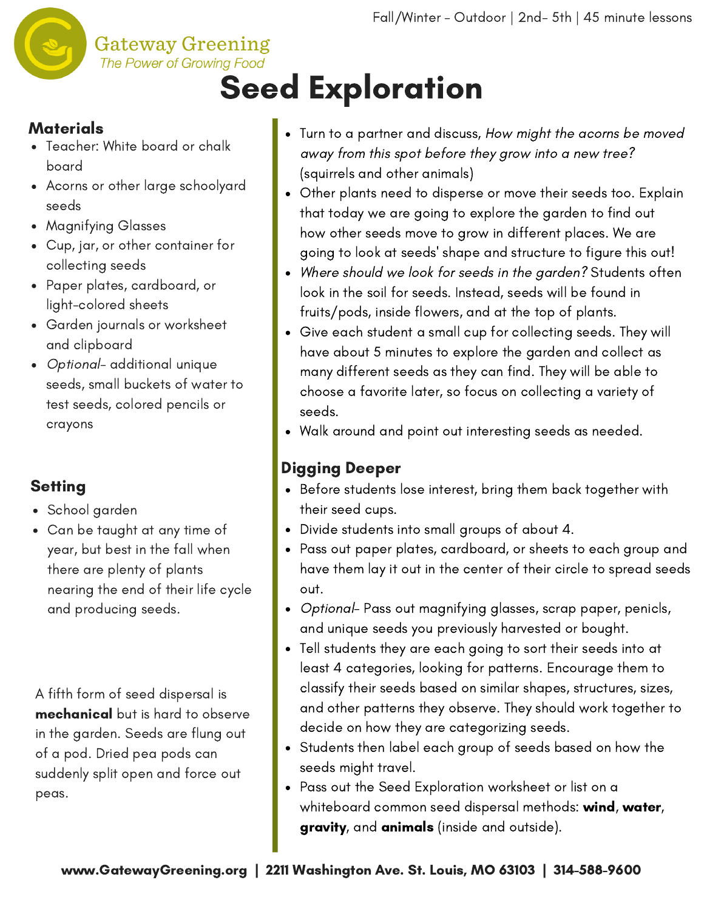# Seed Exploration

## Materials

- Teacher: White board or chalk board
- Acorns or other large schoolyard seeds
- Magnifying Glasses
- Cup, jar, or other container for collecting seeds
- Paper plates, cardboard, or light-colored sheets
- Garden journals or worksheet and clipboard
- *Optional*- additional unique seeds, small buckets of water to test seeds, colored pencils or crayons

## Setting

- School garden
- Can be taught at any time of year, but best in the fall when there are plenty of plants nearing the end of their life cycle and producing seeds.

A fifth form of seed dispersal is **mechanical** but is hard to observe in the garden. Seeds are flung out of a pod. Dried pea pods can suddenly split open and force out peas.

- Turn to a partner and discuss, *How might the acorns be moved away from this spot before they grow into a new tree?* (squirrels and other animals)
- Other plants need to disperse or move their seeds too. Explain that today we are going to explore the garden to find out how other seeds move to grow in different places. We are going to look at seeds' shape and structure to figure this out!
- *Where should we look for seeds in the garden?* Students often look in the soil for seeds. Instead, seeds will be found in fruits/pods, inside flowers, and at the top of plants.
- Give each student a small cup for collecting seeds. They will have about 5 minutes to explore the garden and collect as many different seeds as they can find. They will be able to choose a favorite later, so focus on collecting a variety of seeds.
- Walk around and point out interesting seeds as needed.

## Digging Deeper

- Before students lose interest, bring them back together with their seed cups.
- Divide students into small groups of about 4.
- Pass out paper plates, cardboard, or sheets to each group and have them lay it out in the center of their circle to spread seeds out.
- *Optional*- Pass out magnifying glasses, scrap paper, penicls, and unique seeds you previously harvested or bought.
- Tell students they are each going to sort their seeds into at least 4 categories, looking for patterns. Encourage them to classify their seeds based on similar shapes, structures, sizes, and other patterns they observe. They should work together to decide on how they are categorizing seeds.
- Students then label each group of seeds based on how the seeds might travel.
- Pass out the Seed Exploration worksheet or list on a whiteboard common seed dispersal methods: **wind**, **water**, **gravity**, and **animals** (inside and outside).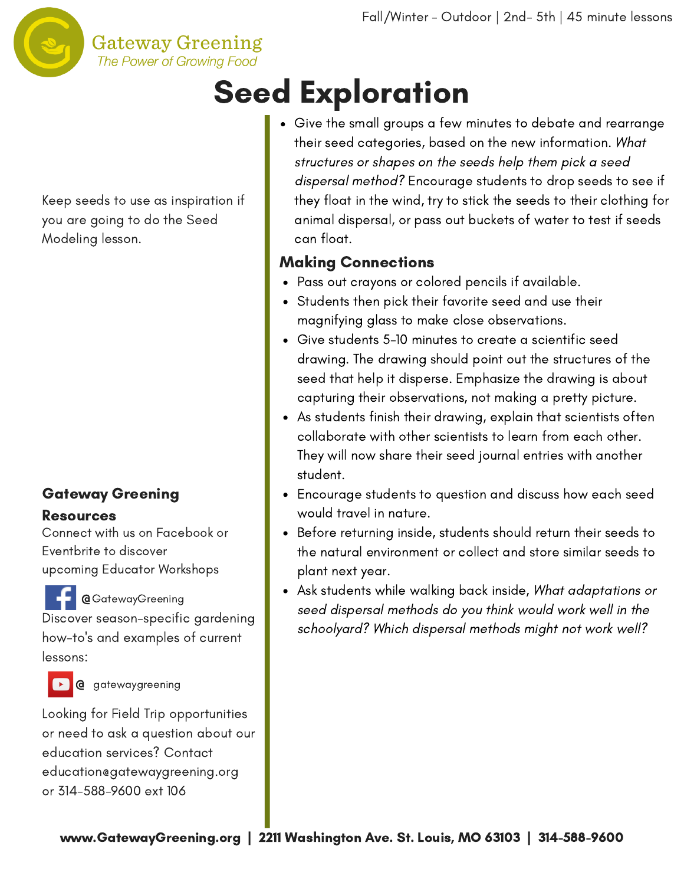# Seed Exploration

Keep seeds to use as inspiration if you are going to do the Seed Modeling lesson.

- Give the small groups a few minutes to debate and rearrange their seed categories, based on the new information. *What structures or shapes on the seeds help them pick a seed dispersal method?* Encourage students to drop seeds to see if they float in the wind, try to stick the seeds to their clothing for animal dispersal, or pass out buckets of water to test if seeds can float.

### Making Connections

- Pass out crayons or colored pencils if available.
- Students then pick their favorite seed and use their magnifying glass to make close observations.
- Give students 5-10 minutes to create a scientific seed drawing. The drawing should point out the structures of the seed that help it disperse. Emphasize the drawing is about capturing their observations, not making a pretty picture.
- As students finish their drawing, explain that scientists often collaborate with other scientists to learn from each other. They will now share their seed journal entries with another student.
- Encourage students to question and discuss how each seed would travel in nature.
- Before returning inside, students should return their seeds to the natural environment or collect and store similar seeds to plant next year.
- Ask students while walking back inside, *What adaptations or seed dispersal methods do you think would work well in the schoolyard? Which dispersal methods might not work well?*

### Gateway Greening Resources

Connect with us on Facebook or Eventbrite to discover upcoming Educator Workshops

@GatewayGreening

Discover season-specific gardening how-to's and examples of current lessons:

@ gatewaygreening

Looking for Field Trip opportunities or need to ask a question about our education services? Contact education@gatewaygreening.org or 314-588-9600 ext 106